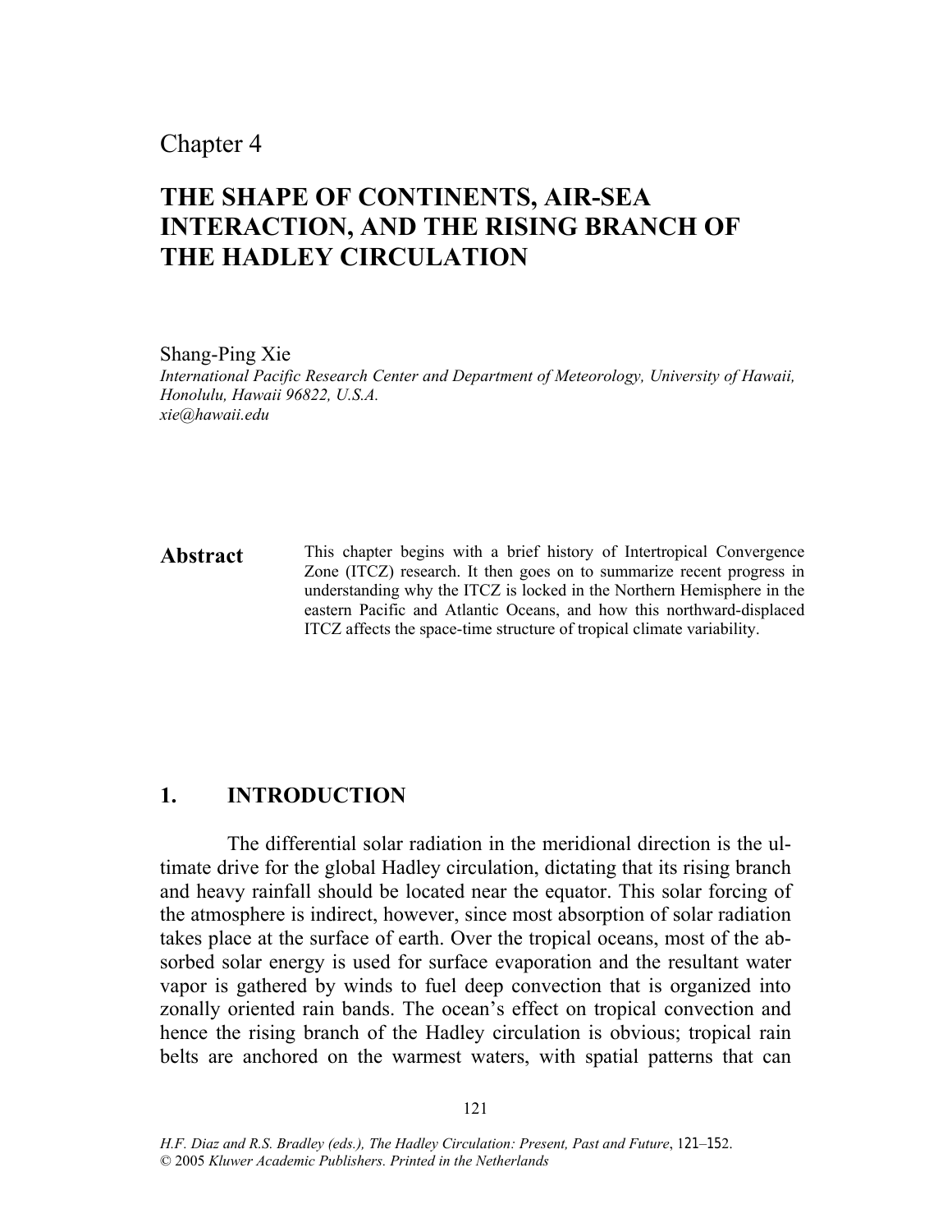Chapter 4

# THE SHAPE OF CONTINENTS, AIR-SEA INTERACTION, AND THE RISING BRANCH OF THE HADLEY CIRCULATION

Shang-Ping Xie

*International Pacific Research Center and Department of Meteorology, University of Hawaii, Honolulu, Hawaii 96822, U.S.A.*
*xie@hawaii.edu*

**Abstract** This chapter begins with a brief history of Intertropical Convergence Zone (ITCZ) research. It then goes on to summarize recent progress in understanding why the ITCZ is locked in the Northern Hemisphere in the eastern Pacific and Atlantic Oceans, and how this northward-displaced ITCZ affects the space-time structure of tropical climate variability.

## 1. INTRODUCTION

The differential solar radiation in the meridional direction is the ultimate drive for the global Hadley circulation, dictating that its rising branch and heavy rainfall should be located near the equator. This solar forcing of the atmosphere is indirect, however, since most absorption of solar radiation takes place at the surface of earth. Over the tropical oceans, most of the absorbed solar energy is used for surface evaporation and the resultant water vapor is gathered by winds to fuel deep convection that is organized into zonally oriented rain bands. The ocean's effect on tropical convection and hence the rising branch of the Hadley circulation is obvious; tropical rain belts are anchored on the warmest waters, with spatial patterns that can

*H.F. Diaz and R.S. Bradley (eds.), The Hadley Circulation: Present, Past and Future*, 121–152.
© 2005 *Kluwer Academic Publishers. Printed in the Netherlands*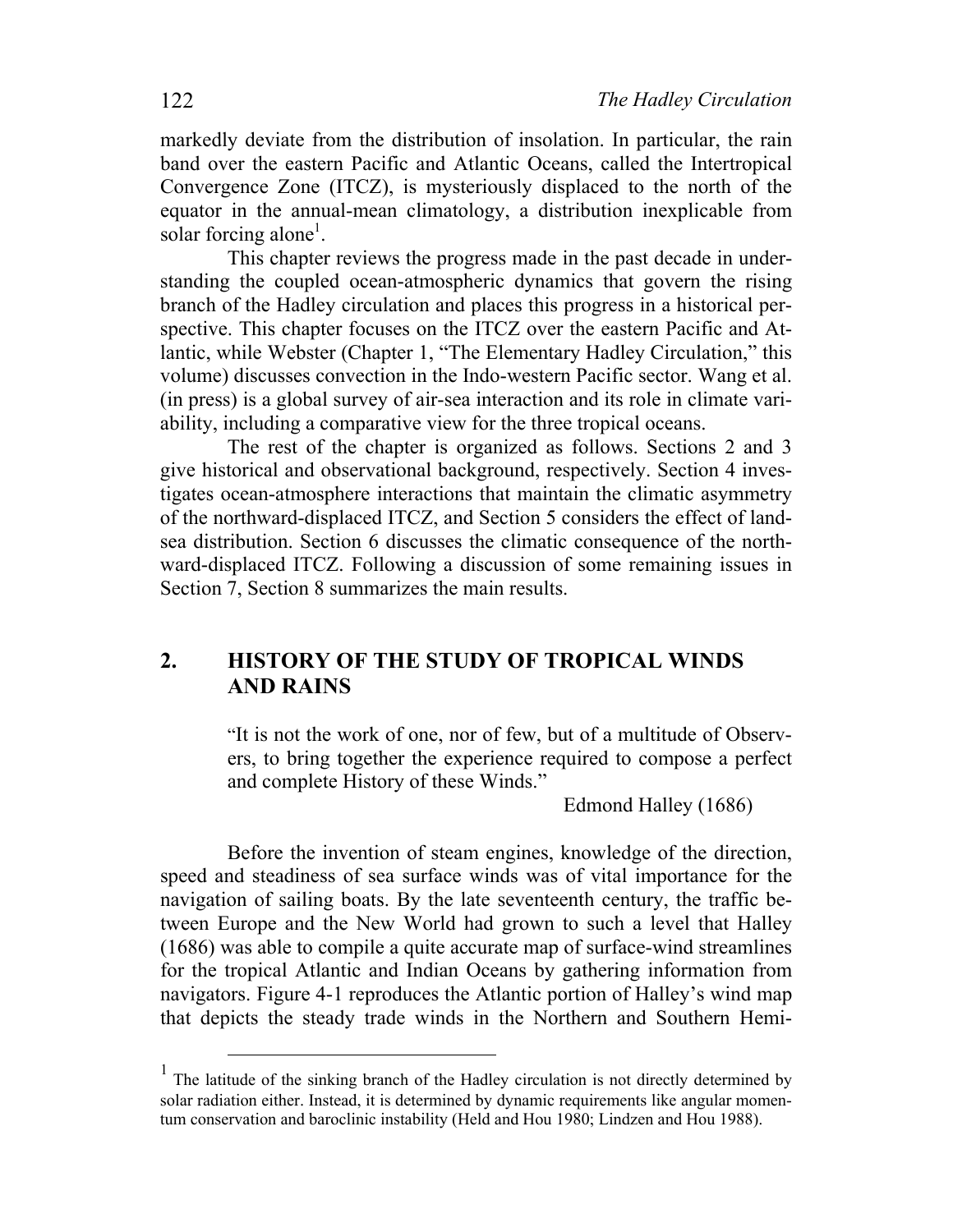markedly deviate from the distribution of insolation. In particular, the rain band over the eastern Pacific and Atlantic Oceans, called the Intertropical Convergence Zone (ITCZ), is mysteriously displaced to the north of the equator in the annual-mean climatology, a distribution inexplicable from solar forcing alone[1].

This chapter reviews the progress made in the past decade in understanding the coupled ocean-atmospheric dynamics that govern the rising branch of the Hadley circulation and places this progress in a historical perspective. This chapter focuses on the ITCZ over the eastern Pacific and Atlantic, while Webster (Chapter 1, "The Elementary Hadley Circulation," this volume) discusses convection in the Indo-western Pacific sector. Wang et al. (in press) is a global survey of air-sea interaction and its role in climate variability, including a comparative view for the three tropical oceans.

The rest of the chapter is organized as follows. Sections 2 and 3 give historical and observational background, respectively. Section 4 investigates ocean-atmosphere interactions that maintain the climatic asymmetry of the northward-displaced ITCZ, and Section 5 considers the effect of land-sea distribution. Section 6 discusses the climatic consequence of the northward-displaced ITCZ. Following a discussion of some remaining issues in Section 7, Section 8 summarizes the main results.

## 2. HISTORY OF THE STUDY OF TROPICAL WINDS AND RAINS

> "It is not the work of one, nor of few, but of a multitude of Observers, to bring together the experience required to compose a perfect and complete History of these Winds."
>
> Edmond Halley (1686)

Before the invention of steam engines, knowledge of the direction, speed and steadiness of sea surface winds was of vital importance for the navigation of sailing boats. By the late seventeenth century, the traffic between Europe and the New World had grown to such a level that Halley (1686) was able to compile a quite accurate map of surface-wind streamlines for the tropical Atlantic and Indian Oceans by gathering information from navigators. Figure 4-1 reproduces the Atlantic portion of Halley's wind map that depicts the steady trade winds in the Northern and Southern Hemi-

[1] The latitude of the sinking branch of the Hadley circulation is not directly determined by solar radiation either. Instead, it is determined by dynamic requirements like angular momentum conservation and baroclinic instability (Held and Hou 1980; Lindzen and Hou 1988).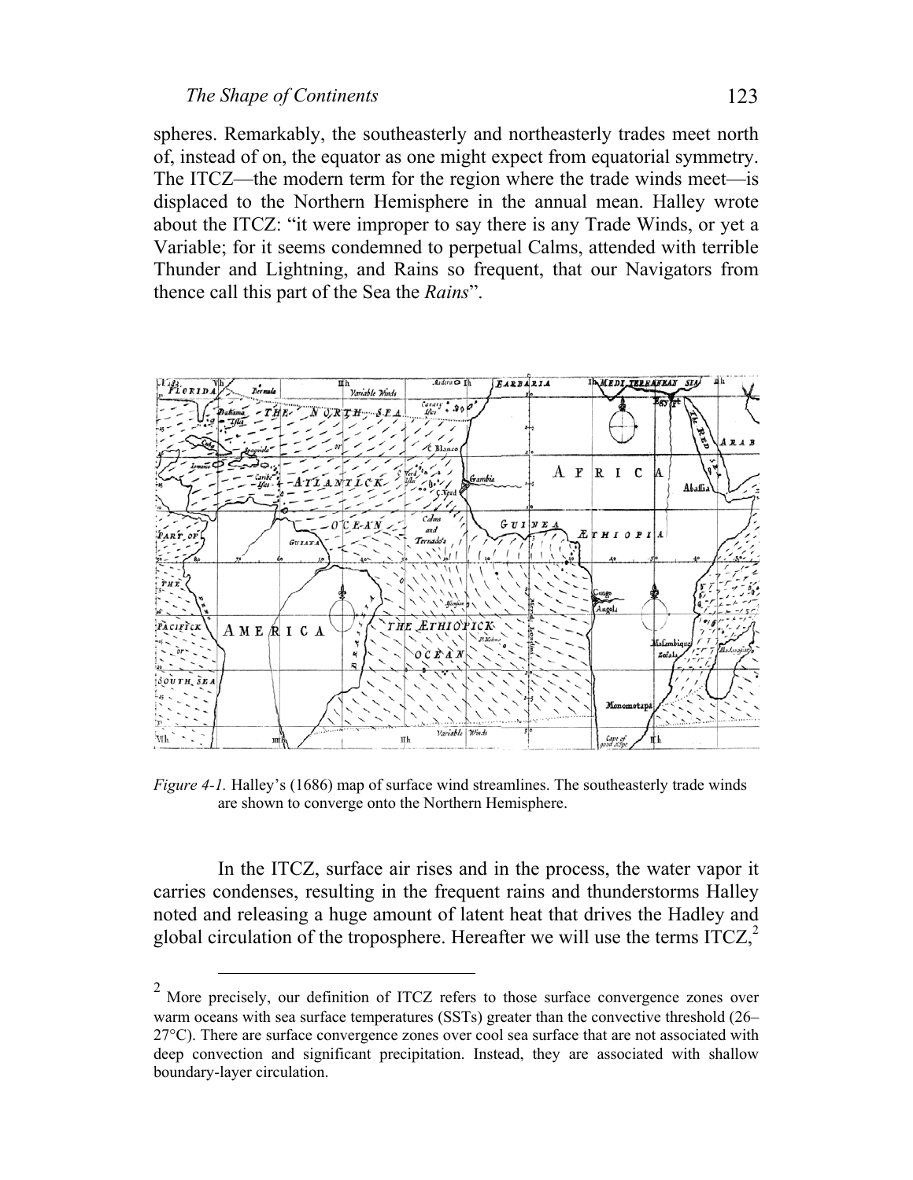spheres. Remarkably, the southeasterly and northeasterly trades meet north of, instead of on, the equator as one might expect from equatorial symmetry. The ITCZ—the modern term for the region where the trade winds meet—is displaced to the Northern Hemisphere in the annual mean. Halley wrote about the ITCZ: "it were improper to say there is any Trade Winds, or yet a Variable; for it seems condemned to perpetual Calms, attended with terrible Thunder and Lightning, and Rains so frequent, that our Navigators from thence call this part of the Sea the *Rains*".

*Figure 4-1.* Halley's (1686) map of surface wind streamlines. The southeasterly trade winds are shown to converge onto the Northern Hemisphere.

In the ITCZ, surface air rises and in the process, the water vapor it carries condenses, resulting in the frequent rains and thunderstorms Halley noted and releasing a huge amount of latent heat that drives the Hadley and global circulation of the troposphere. Hereafter we will use the terms ITCZ,[2]

[2] More precisely, our definition of ITCZ refers to those surface convergence zones over warm oceans with sea surface temperatures (SSTs) greater than the convective threshold (26–27°C). There are surface convergence zones over cool sea surface that are not associated with deep convection and significant precipitation. Instead, they are associated with shallow boundary-layer circulation.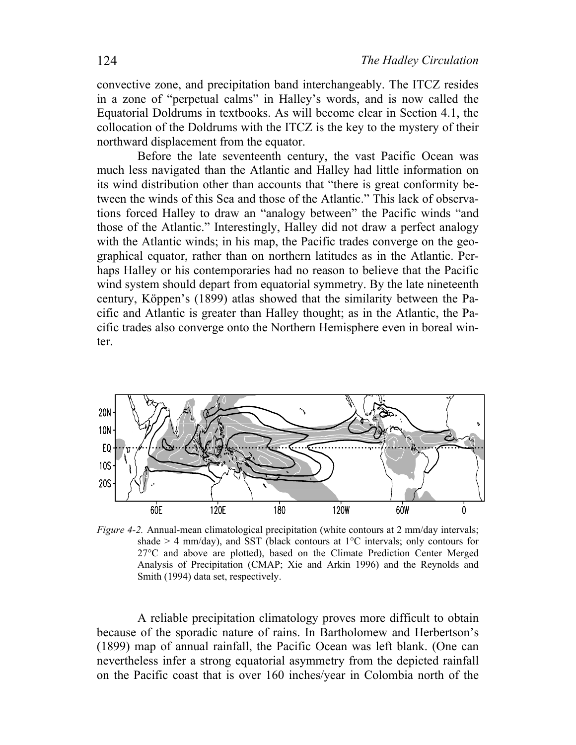convective zone, and precipitation band interchangeably. The ITCZ resides in a zone of "perpetual calms" in Halley's words, and is now called the Equatorial Doldrums in textbooks. As will become clear in Section 4.1, the collocation of the Doldrums with the ITCZ is the key to the mystery of their northward displacement from the equator.

Before the late seventeenth century, the vast Pacific Ocean was much less navigated than the Atlantic and Halley had little information on its wind distribution other than accounts that "there is great conformity between the winds of this Sea and those of the Atlantic." This lack of observations forced Halley to draw an "analogy between" the Pacific winds "and those of the Atlantic." Interestingly, Halley did not draw a perfect analogy with the Atlantic winds; in his map, the Pacific trades converge on the geographical equator, rather than on northern latitudes as in the Atlantic. Perhaps Halley or his contemporaries had no reason to believe that the Pacific wind system should depart from equatorial symmetry. By the late nineteenth century, Köppen's (1899) atlas showed that the similarity between the Pacific and Atlantic is greater than Halley thought; as in the Atlantic, the Pacific trades also converge onto the Northern Hemisphere even in boreal winter.

*Figure 4-2.* Annual-mean climatological precipitation (white contours at 2 mm/day intervals; shade > 4 mm/day), and SST (black contours at 1°C intervals; only contours for 27°C and above are plotted), based on the Climate Prediction Center Merged Analysis of Precipitation (CMAP; Xie and Arkin 1996) and the Reynolds and Smith (1994) data set, respectively.

A reliable precipitation climatology proves more difficult to obtain because of the sporadic nature of rains. In Bartholomew and Herbertson's (1899) map of annual rainfall, the Pacific Ocean was left blank. (One can nevertheless infer a strong equatorial asymmetry from the depicted rainfall on the Pacific coast that is over 160 inches/year in Colombia north of the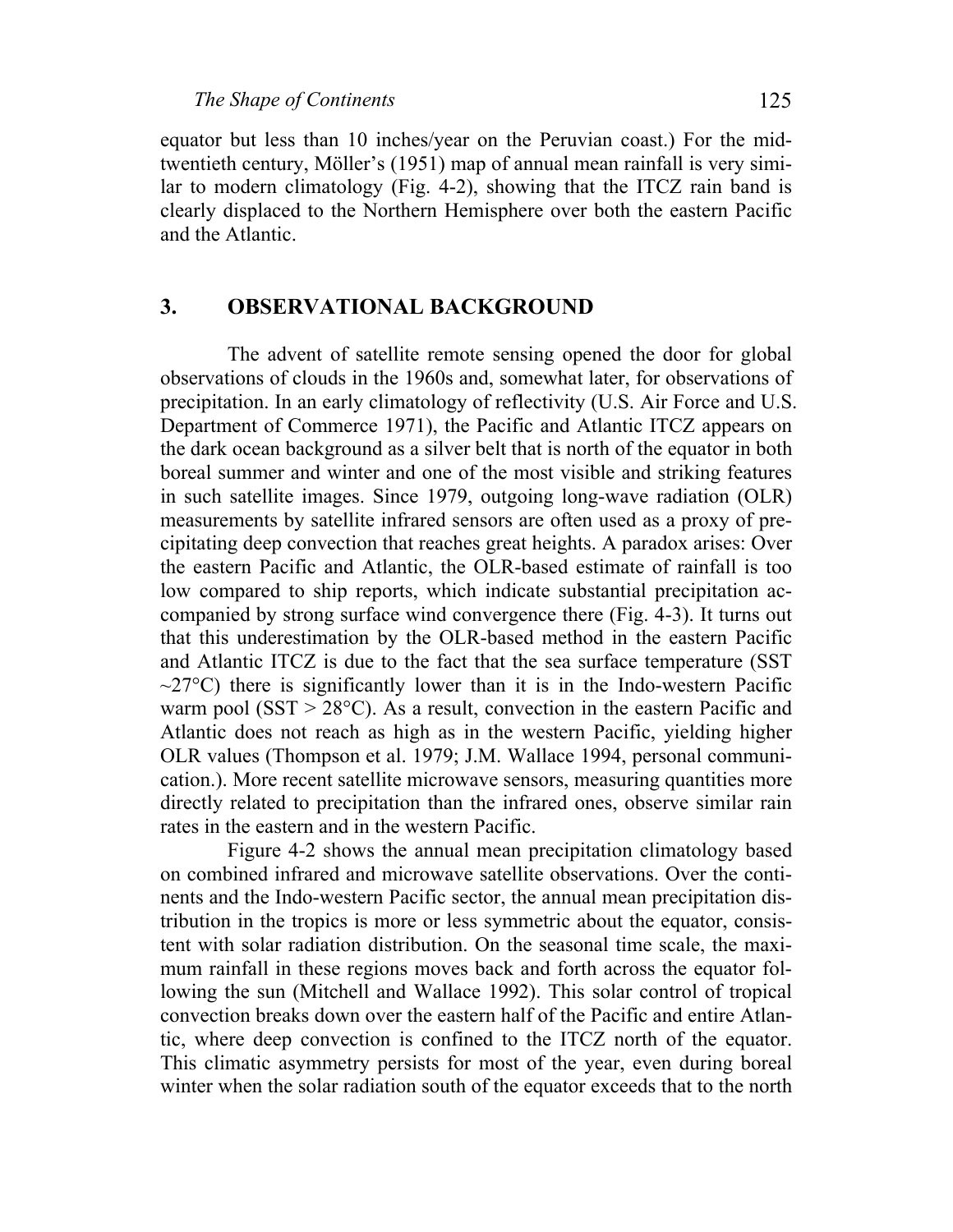equator but less than 10 inches/year on the Peruvian coast.) For the mid-twentieth century, Möller's (1951) map of annual mean rainfall is very similar to modern climatology (Fig. 4-2), showing that the ITCZ rain band is clearly displaced to the Northern Hemisphere over both the eastern Pacific and the Atlantic.

## 3. OBSERVATIONAL BACKGROUND

The advent of satellite remote sensing opened the door for global observations of clouds in the 1960s and, somewhat later, for observations of precipitation. In an early climatology of reflectivity (U.S. Air Force and U.S. Department of Commerce 1971), the Pacific and Atlantic ITCZ appears on the dark ocean background as a silver belt that is north of the equator in both boreal summer and winter and one of the most visible and striking features in such satellite images. Since 1979, outgoing long-wave radiation (OLR) measurements by satellite infrared sensors are often used as a proxy of precipitating deep convection that reaches great heights. A paradox arises: Over the eastern Pacific and Atlantic, the OLR-based estimate of rainfall is too low compared to ship reports, which indicate substantial precipitation accompanied by strong surface wind convergence there (Fig. 4-3). It turns out that this underestimation by the OLR-based method in the eastern Pacific and Atlantic ITCZ is due to the fact that the sea surface temperature (SST ~27°C) there is significantly lower than it is in the Indo-western Pacific warm pool (SST > 28°C). As a result, convection in the eastern Pacific and Atlantic does not reach as high as in the western Pacific, yielding higher OLR values (Thompson et al. 1979; J.M. Wallace 1994, personal communication.). More recent satellite microwave sensors, measuring quantities more directly related to precipitation than the infrared ones, observe similar rain rates in the eastern and in the western Pacific.

Figure 4-2 shows the annual mean precipitation climatology based on combined infrared and microwave satellite observations. Over the continents and the Indo-western Pacific sector, the annual mean precipitation distribution in the tropics is more or less symmetric about the equator, consistent with solar radiation distribution. On the seasonal time scale, the maximum rainfall in these regions moves back and forth across the equator following the sun (Mitchell and Wallace 1992). This solar control of tropical convection breaks down over the eastern half of the Pacific and entire Atlantic, where deep convection is confined to the ITCZ north of the equator. This climatic asymmetry persists for most of the year, even during boreal winter when the solar radiation south of the equator exceeds that to the north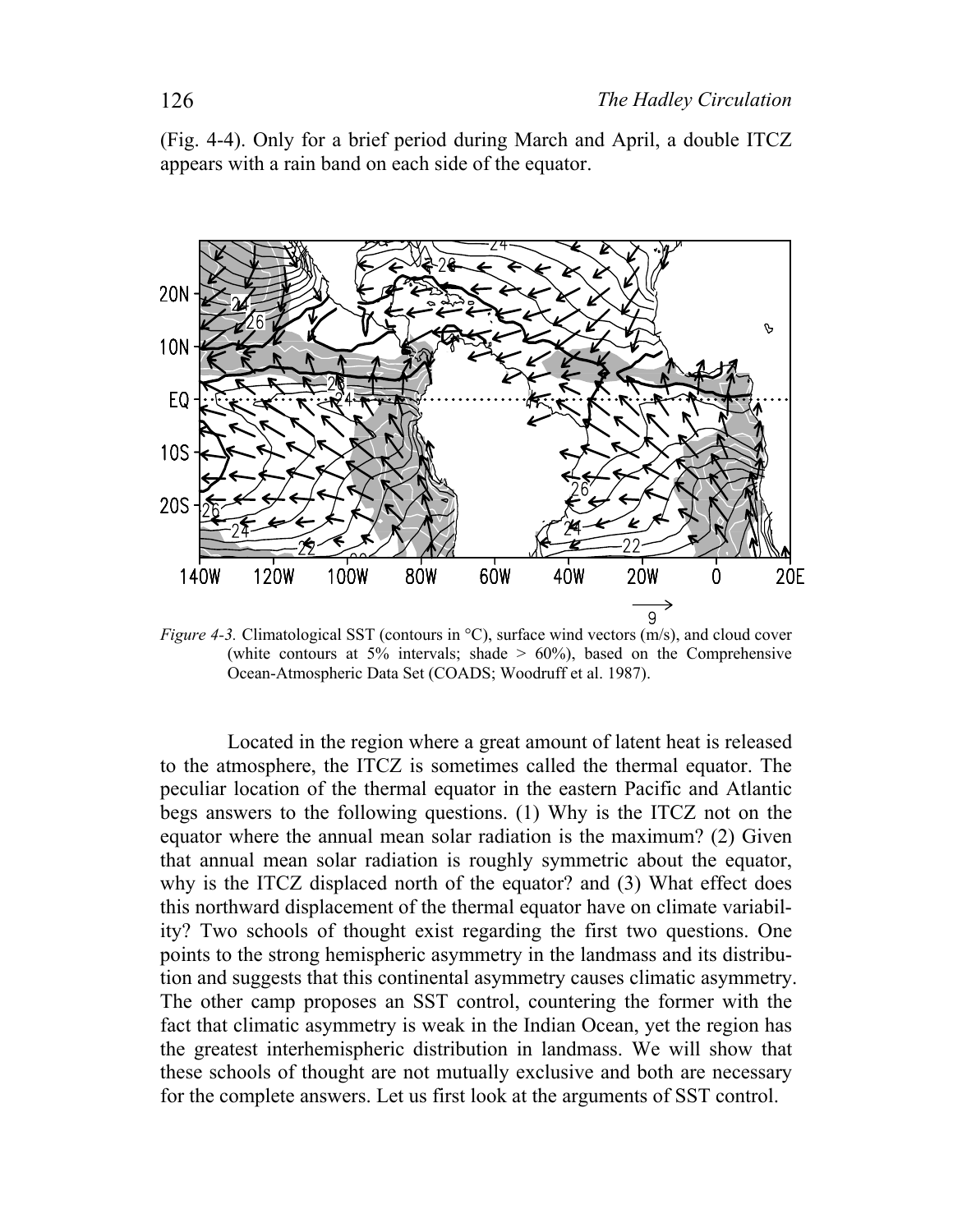(Fig. 4-4). Only for a brief period during March and April, a double ITCZ appears with a rain band on each side of the equator.

*Figure 4-3.* Climatological SST (contours in °C), surface wind vectors (m/s), and cloud cover (white contours at 5% intervals; shade > 60%), based on the Comprehensive Ocean-Atmospheric Data Set (COADS; Woodruff et al. 1987).

Located in the region where a great amount of latent heat is released to the atmosphere, the ITCZ is sometimes called the thermal equator. The peculiar location of the thermal equator in the eastern Pacific and Atlantic begs answers to the following questions. (1) Why is the ITCZ not on the equator where the annual mean solar radiation is the maximum? (2) Given that annual mean solar radiation is roughly symmetric about the equator, why is the ITCZ displaced north of the equator? and (3) What effect does this northward displacement of the thermal equator have on climate variability? Two schools of thought exist regarding the first two questions. One points to the strong hemispheric asymmetry in the landmass and its distribution and suggests that this continental asymmetry causes climatic asymmetry. The other camp proposes an SST control, countering the former with the fact that climatic asymmetry is weak in the Indian Ocean, yet the region has the greatest interhemispheric distribution in landmass. We will show that these schools of thought are not mutually exclusive and both are necessary for the complete answers. Let us first look at the arguments of SST control.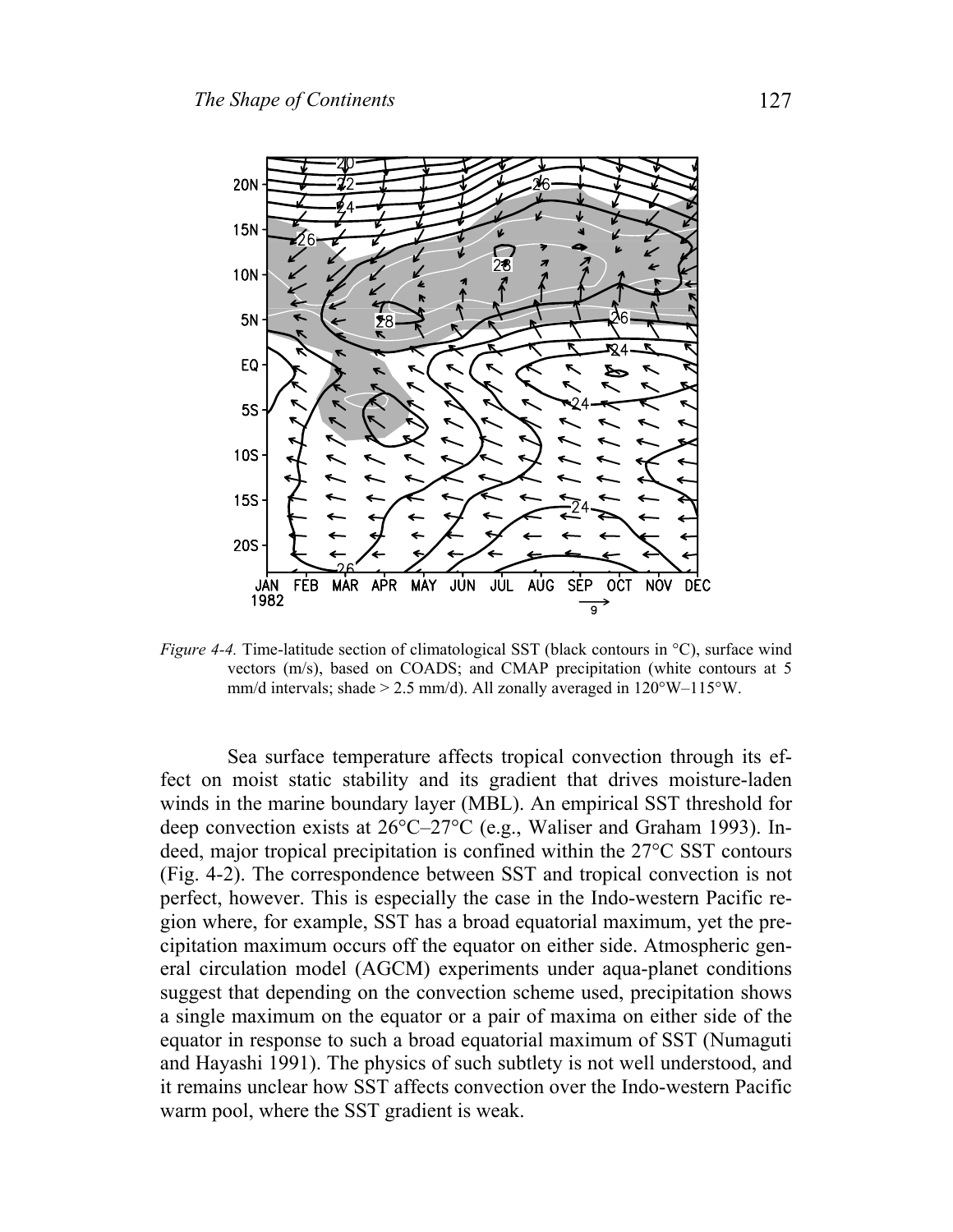*Figure 4-4.* Time-latitude section of climatological SST (black contours in °C), surface wind vectors (m/s), based on COADS; and CMAP precipitation (white contours at 5 mm/d intervals; shade > 2.5 mm/d). All zonally averaged in 120°W–115°W.

Sea surface temperature affects tropical convection through its effect on moist static stability and its gradient that drives moisture-laden winds in the marine boundary layer (MBL). An empirical SST threshold for deep convection exists at 26°C–27°C (e.g., Waliser and Graham 1993). Indeed, major tropical precipitation is confined within the 27°C SST contours (Fig. 4-2). The correspondence between SST and tropical convection is not perfect, however. This is especially the case in the Indo-western Pacific region where, for example, SST has a broad equatorial maximum, yet the precipitation maximum occurs off the equator on either side. Atmospheric general circulation model (AGCM) experiments under aqua-planet conditions suggest that depending on the convection scheme used, precipitation shows a single maximum on the equator or a pair of maxima on either side of the equator in response to such a broad equatorial maximum of SST (Numaguti and Hayashi 1991). The physics of such subtlety is not well understood, and it remains unclear how SST affects convection over the Indo-western Pacific warm pool, where the SST gradient is weak.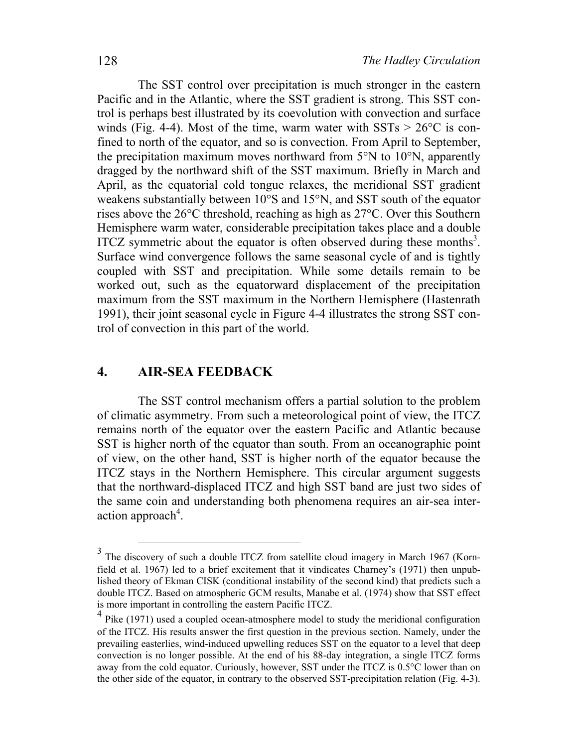The SST control over precipitation is much stronger in the eastern Pacific and in the Atlantic, where the SST gradient is strong. This SST control is perhaps best illustrated by its coevolution with convection and surface winds (Fig. 4-4). Most of the time, warm water with SSTs > 26°C is confined to north of the equator, and so is convection. From April to September, the precipitation maximum moves northward from 5°N to 10°N, apparently dragged by the northward shift of the SST maximum. Briefly in March and April, as the equatorial cold tongue relaxes, the meridional SST gradient weakens substantially between 10°S and 15°N, and SST south of the equator rises above the 26°C threshold, reaching as high as 27°C. Over this Southern Hemisphere warm water, considerable precipitation takes place and a double ITCZ symmetric about the equator is often observed during these months[3]. Surface wind convergence follows the same seasonal cycle of and is tightly coupled with SST and precipitation. While some details remain to be worked out, such as the equatorward displacement of the precipitation maximum from the SST maximum in the Northern Hemisphere (Hastenrath 1991), their joint seasonal cycle in Figure 4-4 illustrates the strong SST control of convection in this part of the world.

## 4. AIR-SEA FEEDBACK

The SST control mechanism offers a partial solution to the problem of climatic asymmetry. From such a meteorological point of view, the ITCZ remains north of the equator over the eastern Pacific and Atlantic because SST is higher north of the equator than south. From an oceanographic point of view, on the other hand, SST is higher north of the equator because the ITCZ stays in the Northern Hemisphere. This circular argument suggests that the northward-displaced ITCZ and high SST band are just two sides of the same coin and understanding both phenomena requires an air-sea interaction approach[4].

---

[3] The discovery of such a double ITCZ from satellite cloud imagery in March 1967 (Kornfield et al. 1967) led to a brief excitement that it vindicates Charney's (1971) then unpublished theory of Ekman CISK (conditional instability of the second kind) that predicts such a double ITCZ. Based on atmospheric GCM results, Manabe et al. (1974) show that SST effect is more important in controlling the eastern Pacific ITCZ.

[4] Pike (1971) used a coupled ocean-atmosphere model to study the meridional configuration of the ITCZ. His results answer the first question in the previous section. Namely, under the prevailing easterlies, wind-induced upwelling reduces SST on the equator to a level that deep convection is no longer possible. At the end of his 88-day integration, a single ITCZ forms away from the cold equator. Curiously, however, SST under the ITCZ is 0.5°C lower than on the other side of the equator, in contrary to the observed SST-precipitation relation (Fig. 4-3).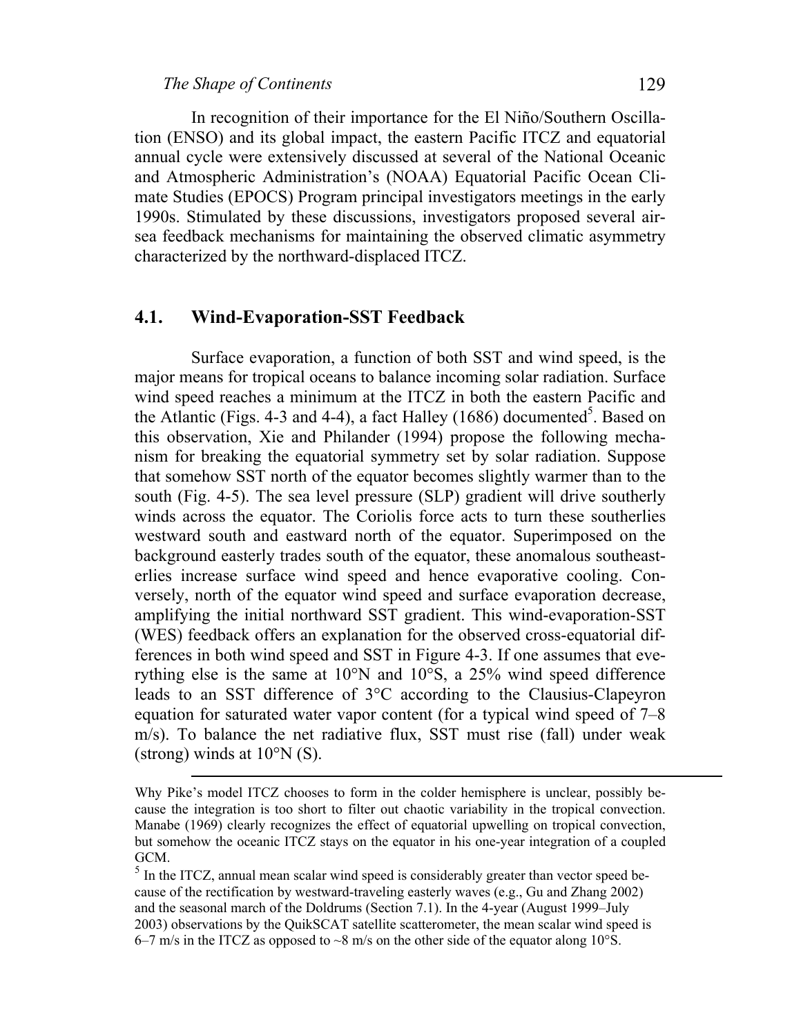In recognition of their importance for the El Niño/Southern Oscillation (ENSO) and its global impact, the eastern Pacific ITCZ and equatorial annual cycle were extensively discussed at several of the National Oceanic and Atmospheric Administration's (NOAA) Equatorial Pacific Ocean Climate Studies (EPOCS) Program principal investigators meetings in the early 1990s. Stimulated by these discussions, investigators proposed several air-sea feedback mechanisms for maintaining the observed climatic asymmetry characterized by the northward-displaced ITCZ.

## 4.1. Wind-Evaporation-SST Feedback

Surface evaporation, a function of both SST and wind speed, is the major means for tropical oceans to balance incoming solar radiation. Surface wind speed reaches a minimum at the ITCZ in both the eastern Pacific and the Atlantic (Figs. 4-3 and 4-4), a fact Halley (1686) documented[5]. Based on this observation, Xie and Philander (1994) propose the following mechanism for breaking the equatorial symmetry set by solar radiation. Suppose that somehow SST north of the equator becomes slightly warmer than to the south (Fig. 4-5). The sea level pressure (SLP) gradient will drive southerly winds across the equator. The Coriolis force acts to turn these southerlies westward south and eastward north of the equator. Superimposed on the background easterly trades south of the equator, these anomalous southeasterlies increase surface wind speed and hence evaporative cooling. Conversely, north of the equator wind speed and surface evaporation decrease, amplifying the initial northward SST gradient. This wind-evaporation-SST (WES) feedback offers an explanation for the observed cross-equatorial differences in both wind speed and SST in Figure 4-3. If one assumes that everything else is the same at 10°N and 10°S, a 25% wind speed difference leads to an SST difference of 3°C according to the Clausius-Clapeyron equation for saturated water vapor content (for a typical wind speed of 7–8 m/s). To balance the net radiative flux, SST must rise (fall) under weak (strong) winds at 10°N (S).

---

Why Pike's model ITCZ chooses to form in the colder hemisphere is unclear, possibly because the integration is too short to filter out chaotic variability in the tropical convection. Manabe (1969) clearly recognizes the effect of equatorial upwelling on tropical convection, but somehow the oceanic ITCZ stays on the equator in his one-year integration of a coupled GCM.

[5] In the ITCZ, annual mean scalar wind speed is considerably greater than vector speed because of the rectification by westward-traveling easterly waves (e.g., Gu and Zhang 2002) and the seasonal march of the Doldrums (Section 7.1). In the 4-year (August 1999–July 2003) observations by the QuikSCAT satellite scatterometer, the mean scalar wind speed is 6–7 m/s in the ITCZ as opposed to ~8 m/s on the other side of the equator along 10°S.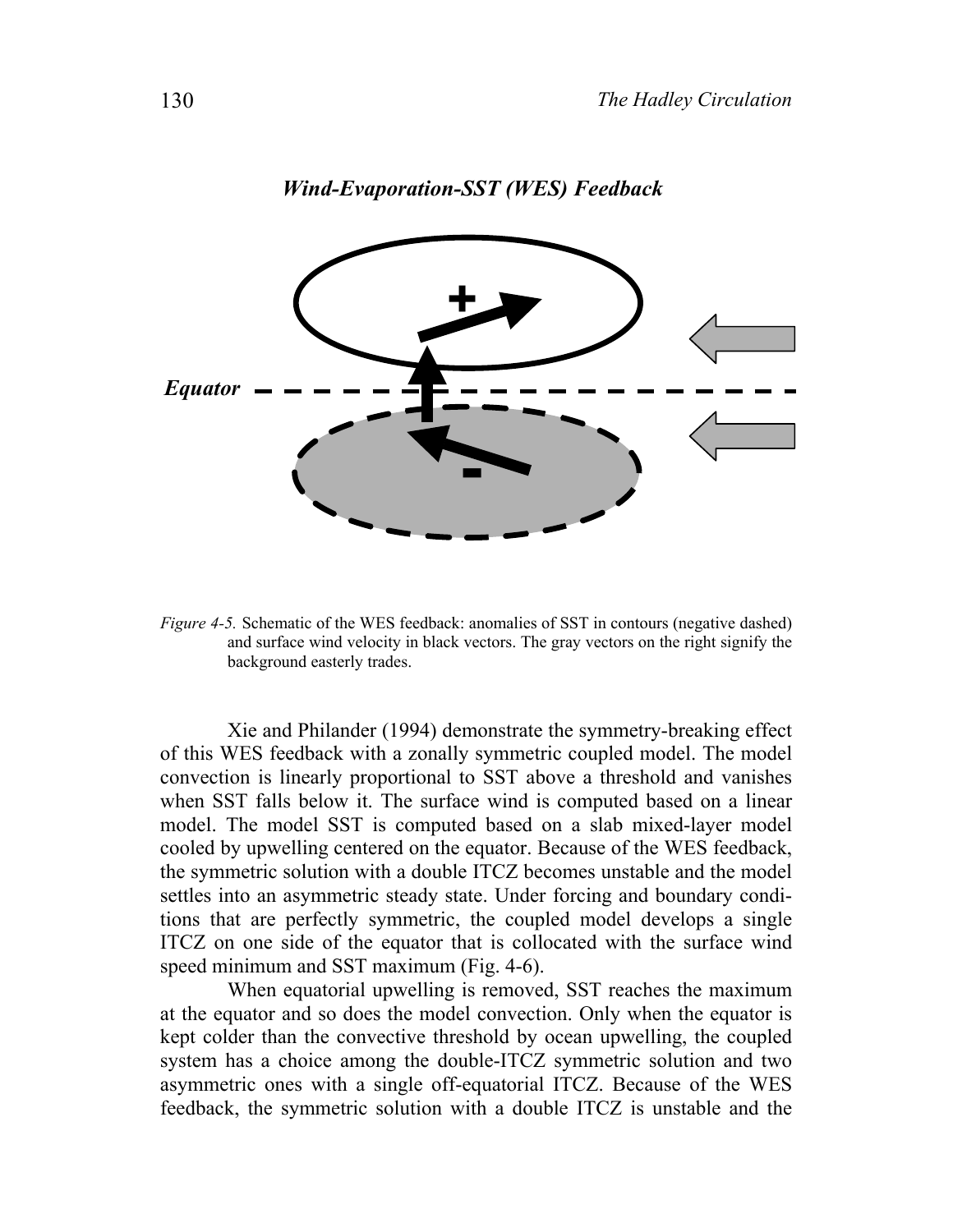***Wind-Evaporation-SST (WES) Feedback***

*Figure 4-5.* Schematic of the WES feedback: anomalies of SST in contours (negative dashed) and surface wind velocity in black vectors. The gray vectors on the right signify the background easterly trades.

Xie and Philander (1994) demonstrate the symmetry-breaking effect of this WES feedback with a zonally symmetric coupled model. The model convection is linearly proportional to SST above a threshold and vanishes when SST falls below it. The surface wind is computed based on a linear model. The model SST is computed based on a slab mixed-layer model cooled by upwelling centered on the equator. Because of the WES feedback, the symmetric solution with a double ITCZ becomes unstable and the model settles into an asymmetric steady state. Under forcing and boundary conditions that are perfectly symmetric, the coupled model develops a single ITCZ on one side of the equator that is collocated with the surface wind speed minimum and SST maximum (Fig. 4-6).

When equatorial upwelling is removed, SST reaches the maximum at the equator and so does the model convection. Only when the equator is kept colder than the convective threshold by ocean upwelling, the coupled system has a choice among the double-ITCZ symmetric solution and two asymmetric ones with a single off-equatorial ITCZ. Because of the WES feedback, the symmetric solution with a double ITCZ is unstable and the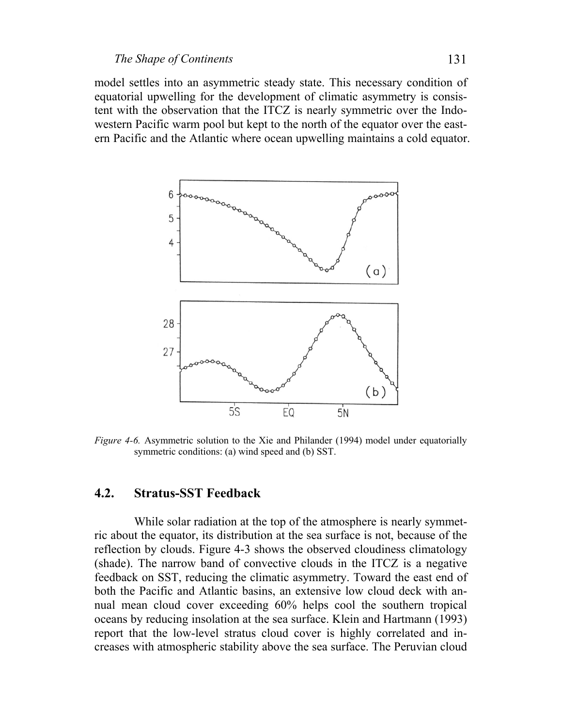model settles into an asymmetric steady state. This necessary condition of equatorial upwelling for the development of climatic asymmetry is consistent with the observation that the ITCZ is nearly symmetric over the Indo-western Pacific warm pool but kept to the north of the equator over the eastern Pacific and the Atlantic where ocean upwelling maintains a cold equator.

*Figure 4-6.* Asymmetric solution to the Xie and Philander (1994) model under equatorially symmetric conditions: (a) wind speed and (b) SST.

## 4.2. Stratus-SST Feedback

While solar radiation at the top of the atmosphere is nearly symmetric about the equator, its distribution at the sea surface is not, because of the reflection by clouds. Figure 4-3 shows the observed cloudiness climatology (shade). The narrow band of convective clouds in the ITCZ is a negative feedback on SST, reducing the climatic asymmetry. Toward the east end of both the Pacific and Atlantic basins, an extensive low cloud deck with annual mean cloud cover exceeding 60% helps cool the southern tropical oceans by reducing insolation at the sea surface. Klein and Hartmann (1993) report that the low-level stratus cloud cover is highly correlated and increases with atmospheric stability above the sea surface. The Peruvian cloud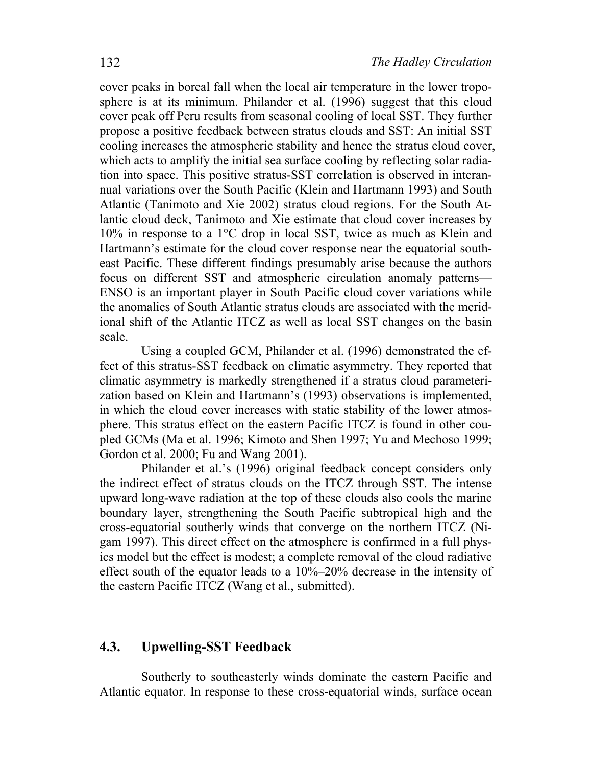cover peaks in boreal fall when the local air temperature in the lower troposphere is at its minimum. Philander et al. (1996) suggest that this cloud cover peak off Peru results from seasonal cooling of local SST. They further propose a positive feedback between stratus clouds and SST: An initial SST cooling increases the atmospheric stability and hence the stratus cloud cover, which acts to amplify the initial sea surface cooling by reflecting solar radiation into space. This positive stratus-SST correlation is observed in interannual variations over the South Pacific (Klein and Hartmann 1993) and South Atlantic (Tanimoto and Xie 2002) stratus cloud regions. For the South Atlantic cloud deck, Tanimoto and Xie estimate that cloud cover increases by 10% in response to a 1°C drop in local SST, twice as much as Klein and Hartmann's estimate for the cloud cover response near the equatorial southeast Pacific. These different findings presumably arise because the authors focus on different SST and atmospheric circulation anomaly patterns—ENSO is an important player in South Pacific cloud cover variations while the anomalies of South Atlantic stratus clouds are associated with the meridional shift of the Atlantic ITCZ as well as local SST changes on the basin scale.

Using a coupled GCM, Philander et al. (1996) demonstrated the effect of this stratus-SST feedback on climatic asymmetry. They reported that climatic asymmetry is markedly strengthened if a stratus cloud parameterization based on Klein and Hartmann's (1993) observations is implemented, in which the cloud cover increases with static stability of the lower atmosphere. This stratus effect on the eastern Pacific ITCZ is found in other coupled GCMs (Ma et al. 1996; Kimoto and Shen 1997; Yu and Mechoso 1999; Gordon et al. 2000; Fu and Wang 2001).

Philander et al.'s (1996) original feedback concept considers only the indirect effect of stratus clouds on the ITCZ through SST. The intense upward long-wave radiation at the top of these clouds also cools the marine boundary layer, strengthening the South Pacific subtropical high and the cross-equatorial southerly winds that converge on the northern ITCZ (Nigam 1997). This direct effect on the atmosphere is confirmed in a full physics model but the effect is modest; a complete removal of the cloud radiative effect south of the equator leads to a 10%–20% decrease in the intensity of the eastern Pacific ITCZ (Wang et al., submitted).

### 4.3. Upwelling-SST Feedback

Southerly to southeasterly winds dominate the eastern Pacific and Atlantic equator. In response to these cross-equatorial winds, surface ocean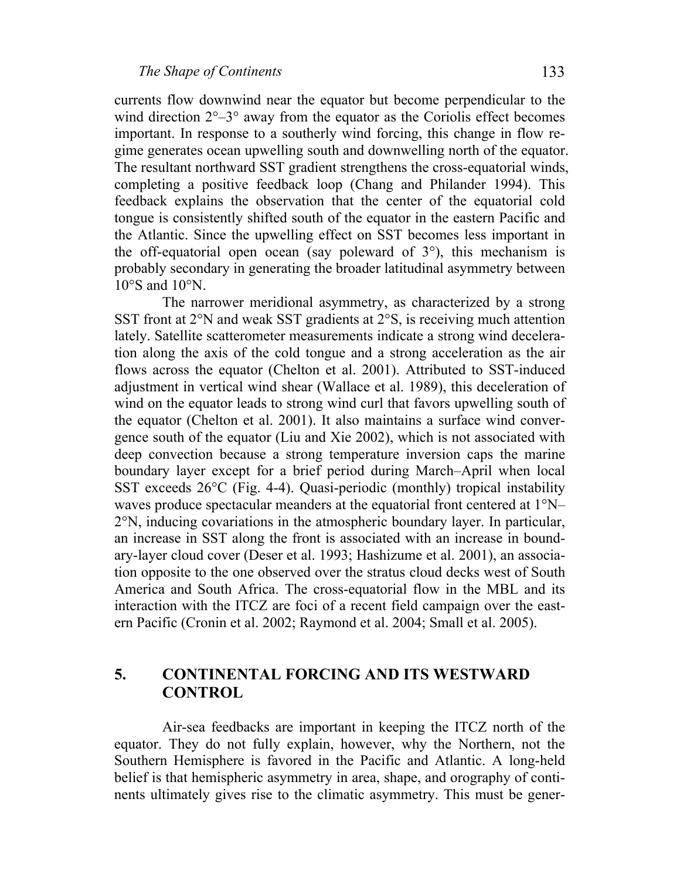currents flow downwind near the equator but become perpendicular to the wind direction 2°–3° away from the equator as the Coriolis effect becomes important. In response to a southerly wind forcing, this change in flow regime generates ocean upwelling south and downwelling north of the equator. The resultant northward SST gradient strengthens the cross-equatorial winds, completing a positive feedback loop (Chang and Philander 1994). This feedback explains the observation that the center of the equatorial cold tongue is consistently shifted south of the equator in the eastern Pacific and the Atlantic. Since the upwelling effect on SST becomes less important in the off-equatorial open ocean (say poleward of 3°), this mechanism is probably secondary in generating the broader latitudinal asymmetry between 10°S and 10°N.

The narrower meridional asymmetry, as characterized by a strong SST front at 2°N and weak SST gradients at 2°S, is receiving much attention lately. Satellite scatterometer measurements indicate a strong wind deceleration along the axis of the cold tongue and a strong acceleration as the air flows across the equator (Chelton et al. 2001). Attributed to SST-induced adjustment in vertical wind shear (Wallace et al. 1989), this deceleration of wind on the equator leads to strong wind curl that favors upwelling south of the equator (Chelton et al. 2001). It also maintains a surface wind convergence south of the equator (Liu and Xie 2002), which is not associated with deep convection because a strong temperature inversion caps the marine boundary layer except for a brief period during March–April when local SST exceeds 26°C (Fig. 4-4). Quasi-periodic (monthly) tropical instability waves produce spectacular meanders at the equatorial front centered at 1°N–2°N, inducing covariations in the atmospheric boundary layer. In particular, an increase in SST along the front is associated with an increase in boundary-layer cloud cover (Deser et al. 1993; Hashizume et al. 2001), an association opposite to the one observed over the stratus cloud decks west of South America and South Africa. The cross-equatorial flow in the MBL and its interaction with the ITCZ are foci of a recent field campaign over the eastern Pacific (Cronin et al. 2002; Raymond et al. 2004; Small et al. 2005).

## 5. CONTINENTAL FORCING AND ITS WESTWARD CONTROL

Air-sea feedbacks are important in keeping the ITCZ north of the equator. They do not fully explain, however, why the Northern, not the Southern Hemisphere is favored in the Pacific and Atlantic. A long-held belief is that hemispheric asymmetry in area, shape, and orography of continents ultimately gives rise to the climatic asymmetry. This must be gener-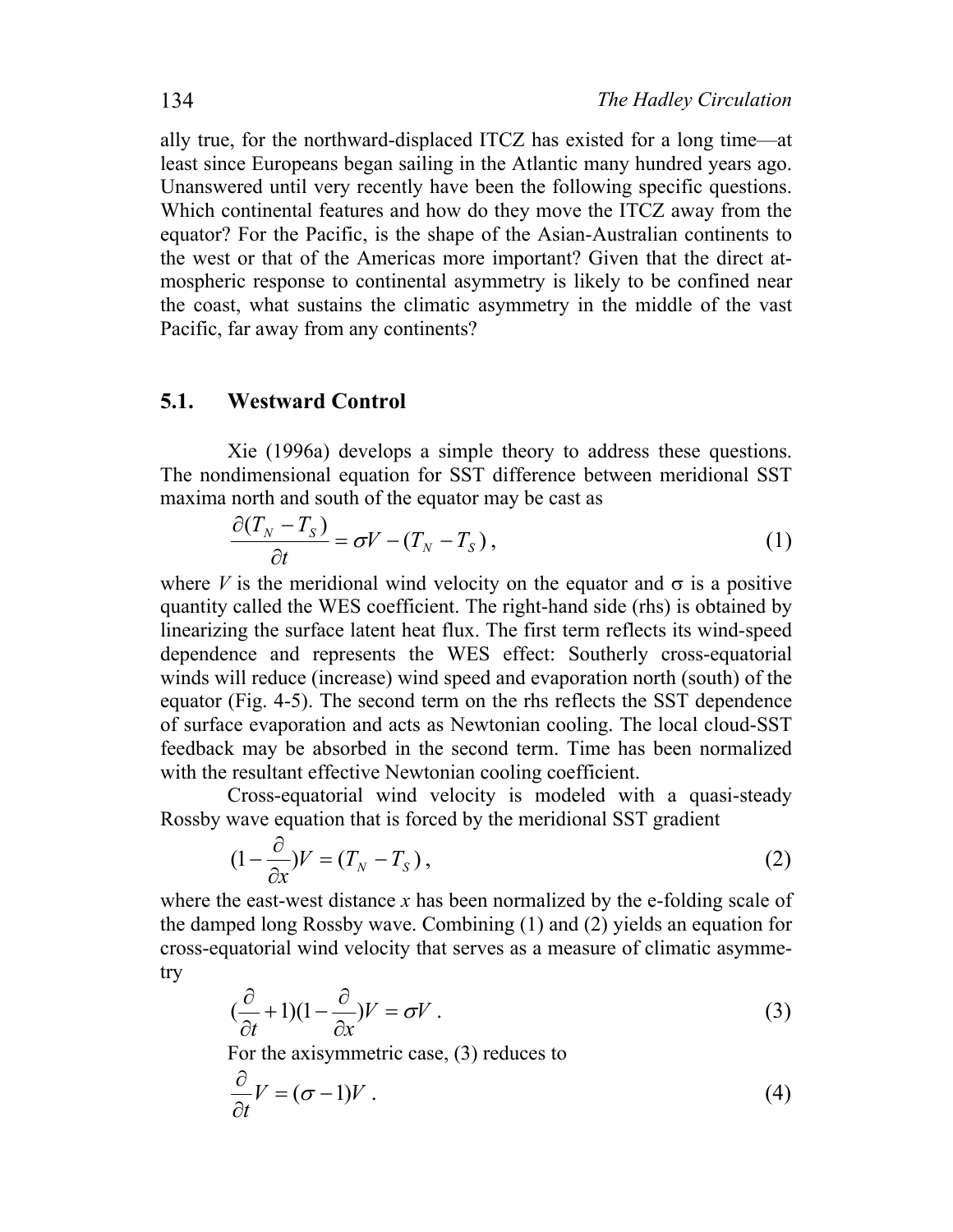ally true, for the northward-displaced ITCZ has existed for a long time—at least since Europeans began sailing in the Atlantic many hundred years ago. Unanswered until very recently have been the following specific questions. Which continental features and how do they move the ITCZ away from the equator? For the Pacific, is the shape of the Asian-Australian continents to the west or that of the Americas more important? Given that the direct atmospheric response to continental asymmetry is likely to be confined near the coast, what sustains the climatic asymmetry in the middle of the vast Pacific, far away from any continents?

## 5.1. Westward Control

Xie (1996a) develops a simple theory to address these questions. The nondimensional equation for SST difference between meridional SST maxima north and south of the equator may be cast as

$$\frac{\partial (T_N - T_S)}{\partial t} = \sigma V - (T_N - T_S)\,, \tag{1}$$

where $V$ is the meridional wind velocity on the equator and $\sigma$ is a positive quantity called the WES coefficient. The right-hand side (rhs) is obtained by linearizing the surface latent heat flux. The first term reflects its wind-speed dependence and represents the WES effect: Southerly cross-equatorial winds will reduce (increase) wind speed and evaporation north (south) of the equator (Fig. 4-5). The second term on the rhs reflects the SST dependence of surface evaporation and acts as Newtonian cooling. The local cloud-SST feedback may be absorbed in the second term. Time has been normalized with the resultant effective Newtonian cooling coefficient.

Cross-equatorial wind velocity is modeled with a quasi-steady Rossby wave equation that is forced by the meridional SST gradient

$$(1 - \frac{\partial}{\partial x})V = (T_N - T_S)\,, \tag{2}$$

where the east-west distance $x$ has been normalized by the e-folding scale of the damped long Rossby wave. Combining (1) and (2) yields an equation for cross-equatorial wind velocity that serves as a measure of climatic asymmetry

$$(\frac{\partial}{\partial t} + 1)(1 - \frac{\partial}{\partial x})V = \sigma V\,. \tag{3}$$

For the axisymmetric case, (3) reduces to

$$\frac{\partial}{\partial t}V = (\sigma - 1)V\,. \tag{4}$$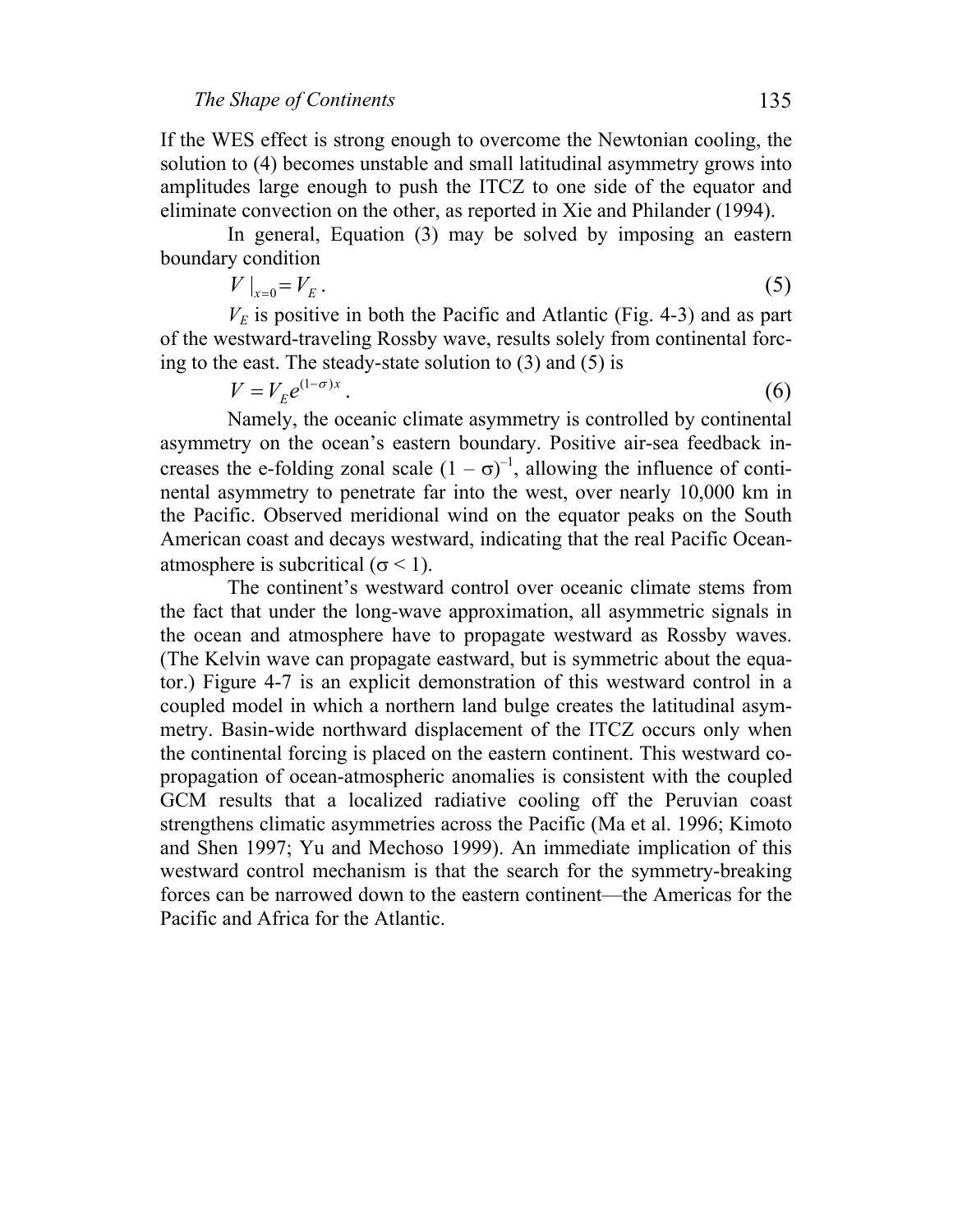If the WES effect is strong enough to overcome the Newtonian cooling, the solution to (4) becomes unstable and small latitudinal asymmetry grows into amplitudes large enough to push the ITCZ to one side of the equator and eliminate convection on the other, as reported in Xie and Philander (1994).

In general, Equation (3) may be solved by imposing an eastern boundary condition

$$V\,|_{x=0} = V_E \,. \tag{5}$$

$V_E$ is positive in both the Pacific and Atlantic (Fig. 4-3) and as part of the westward-traveling Rossby wave, results solely from continental forcing to the east. The steady-state solution to (3) and (5) is

$$V = V_E e^{(1-\sigma)x} \,. \tag{6}$$

Namely, the oceanic climate asymmetry is controlled by continental asymmetry on the ocean's eastern boundary. Positive air-sea feedback increases the e-folding zonal scale $(1 - \sigma)^{-1}$, allowing the influence of continental asymmetry to penetrate far into the west, over nearly 10,000 km in the Pacific. Observed meridional wind on the equator peaks on the South American coast and decays westward, indicating that the real Pacific Ocean-atmosphere is subcritical ($\sigma < 1$).

The continent's westward control over oceanic climate stems from the fact that under the long-wave approximation, all asymmetric signals in the ocean and atmosphere have to propagate westward as Rossby waves. (The Kelvin wave can propagate eastward, but is symmetric about the equator.) Figure 4-7 is an explicit demonstration of this westward control in a coupled model in which a northern land bulge creates the latitudinal asymmetry. Basin-wide northward displacement of the ITCZ occurs only when the continental forcing is placed on the eastern continent. This westward co-propagation of ocean-atmospheric anomalies is consistent with the coupled GCM results that a localized radiative cooling off the Peruvian coast strengthens climatic asymmetries across the Pacific (Ma et al. 1996; Kimoto and Shen 1997; Yu and Mechoso 1999). An immediate implication of this westward control mechanism is that the search for the symmetry-breaking forces can be narrowed down to the eastern continent—the Americas for the Pacific and Africa for the Atlantic.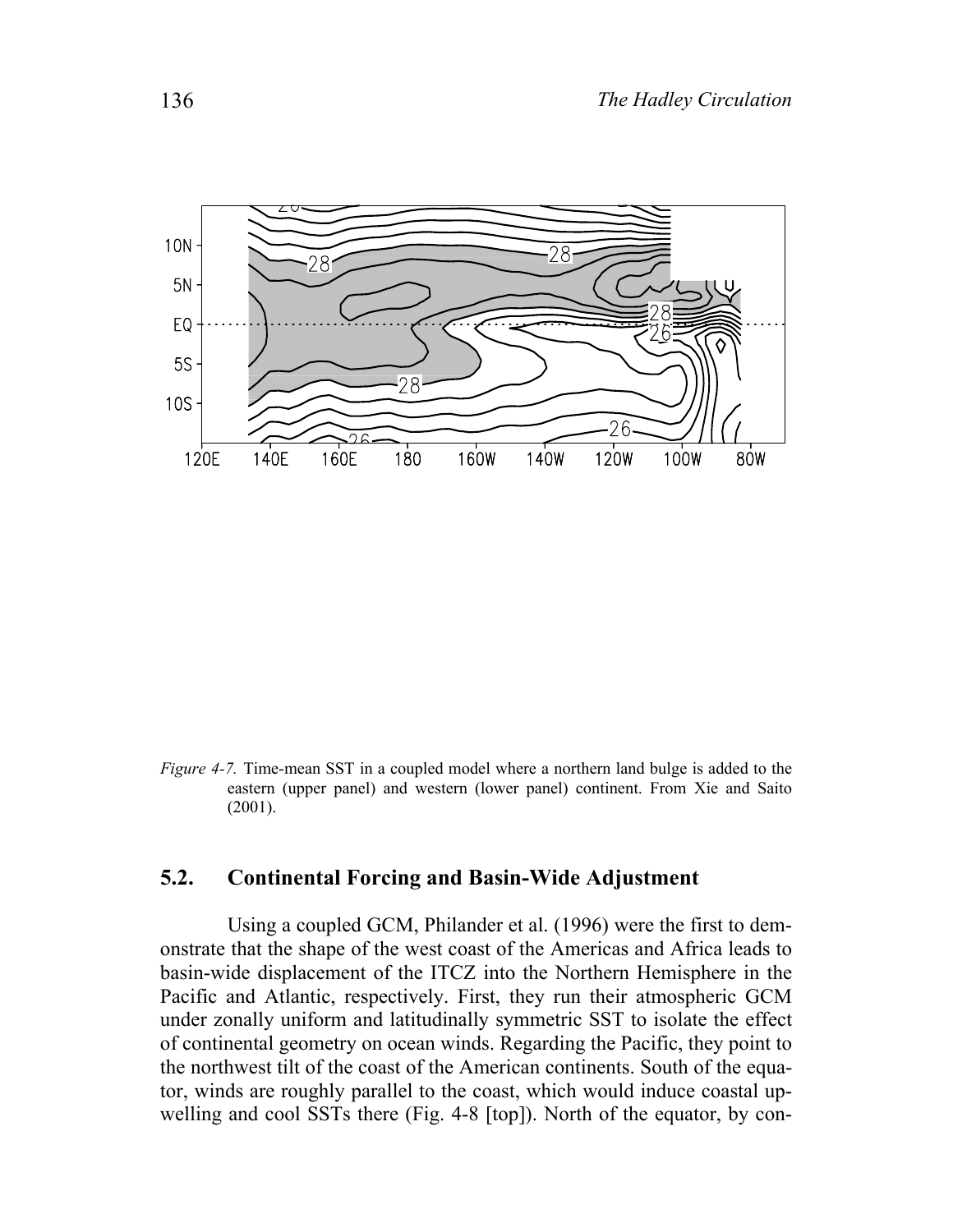10N
5N
EQ
5S
10S
120E 140E 160E 180 160W 140W 120W 100W 80W
28
28
28
28
26
26
26

*Figure 4-7.* Time-mean SST in a coupled model where a northern land bulge is added to the eastern (upper panel) and western (lower panel) continent. From Xie and Saito (2001).

## 5.2. Continental Forcing and Basin-Wide Adjustment

Using a coupled GCM, Philander et al. (1996) were the first to demonstrate that the shape of the west coast of the Americas and Africa leads to basin-wide displacement of the ITCZ into the Northern Hemisphere in the Pacific and Atlantic, respectively. First, they run their atmospheric GCM under zonally uniform and latitudinally symmetric SST to isolate the effect of continental geometry on ocean winds. Regarding the Pacific, they point to the northwest tilt of the coast of the American continents. South of the equator, winds are roughly parallel to the coast, which would induce coastal upwelling and cool SSTs there (Fig. 4-8 [top]). North of the equator, by con-